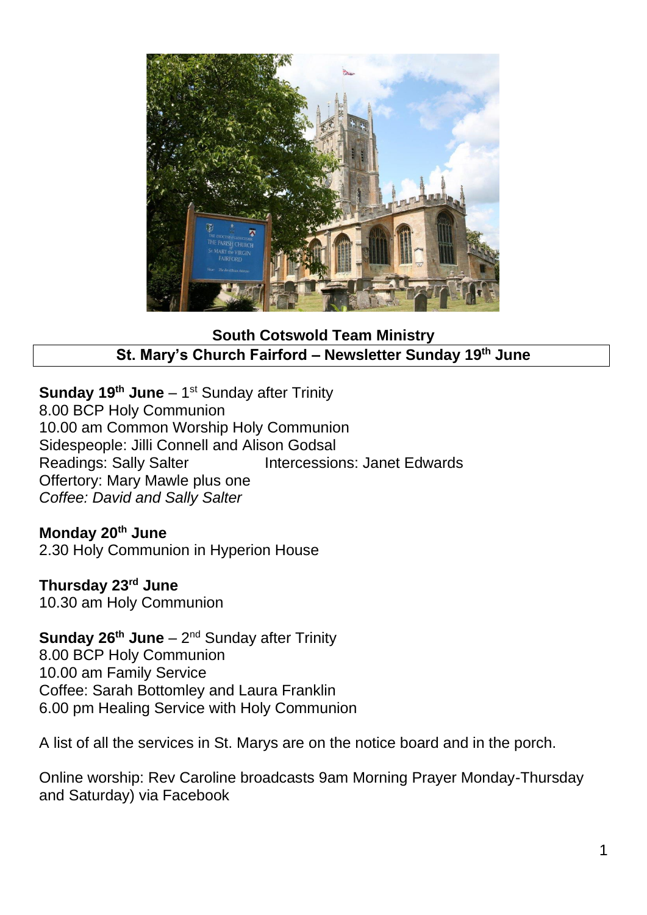**South Cotswold Team Ministry**

**St. Mary's Church Fairford – Newsletter Sunday 19th June**

**Sunday 19th June** – 1st Sunday after Trinity
8.00 BCP Holy Communion
10.00 am Common Worship Holy Communion
Sidespeople: Jilli Connell and Alison Godsal
Readings: Sally Salter Intercessions: Janet Edwards
Offertory: Mary Mawle plus one
*Coffee: David and Sally Salter*

**Monday 20th June**
2.30 Holy Communion in Hyperion House

**Thursday 23rd June**
10.30 am Holy Communion

**Sunday 26th June** – 2nd Sunday after Trinity
8.00 BCP Holy Communion
10.00 am Family Service
Coffee: Sarah Bottomley and Laura Franklin
6.00 pm Healing Service with Holy Communion

A list of all the services in St. Marys are on the notice board and in the porch.

Online worship: Rev Caroline broadcasts 9am Morning Prayer Monday-Thursday and Saturday) via Facebook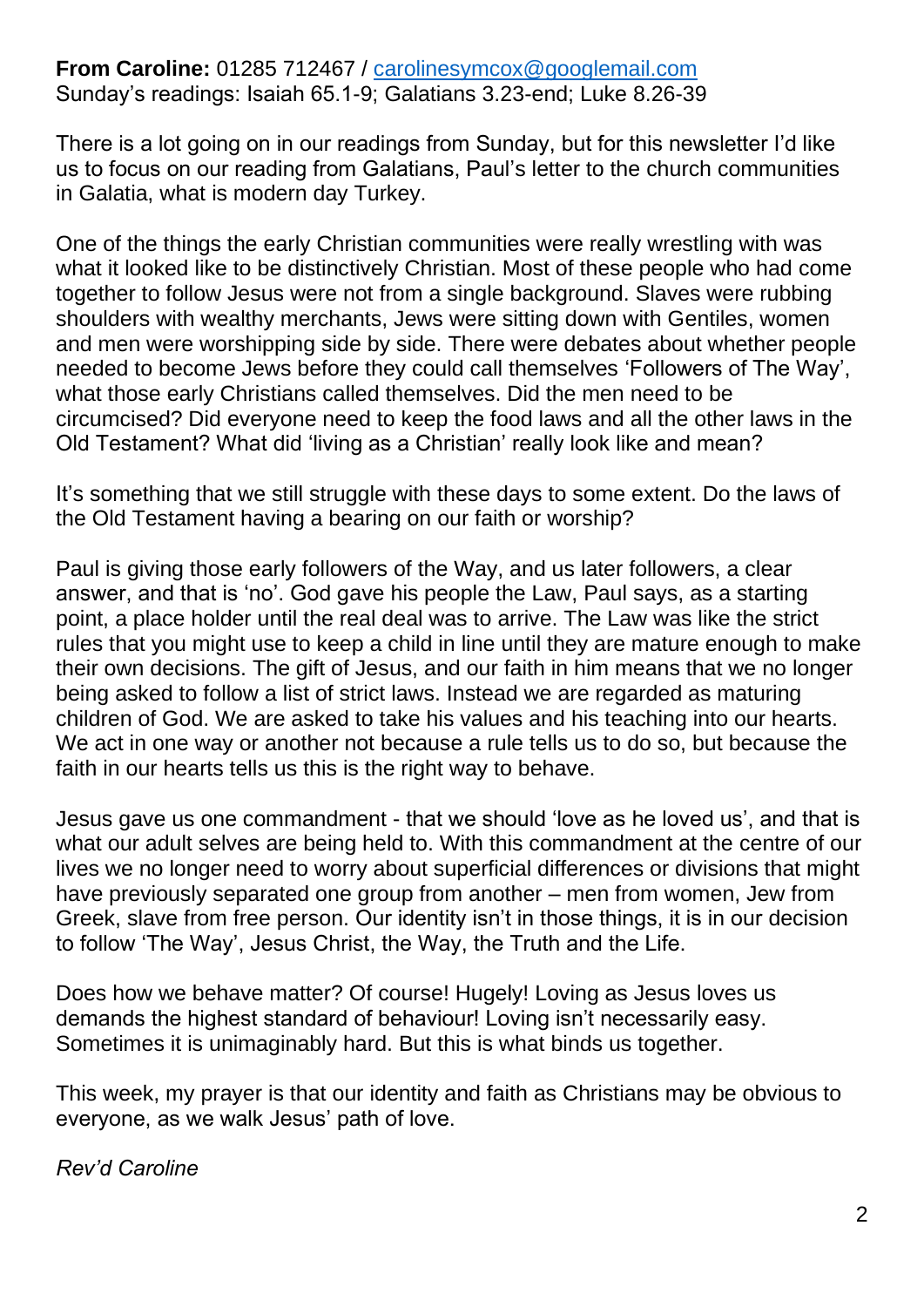**From Caroline:** 01285 712467 / [carolinesymcox@googlemail.com](mailto:carolinesymcox@googlemail.com)
Sunday's readings: Isaiah 65.1-9; Galatians 3.23-end; Luke 8.26-39

There is a lot going on in our readings from Sunday, but for this newsletter I'd like us to focus on our reading from Galatians, Paul's letter to the church communities in Galatia, what is modern day Turkey.

One of the things the early Christian communities were really wrestling with was what it looked like to be distinctively Christian. Most of these people who had come together to follow Jesus were not from a single background. Slaves were rubbing shoulders with wealthy merchants, Jews were sitting down with Gentiles, women and men were worshipping side by side. There were debates about whether people needed to become Jews before they could call themselves 'Followers of The Way', what those early Christians called themselves. Did the men need to be circumcised? Did everyone need to keep the food laws and all the other laws in the Old Testament? What did 'living as a Christian' really look like and mean?

It's something that we still struggle with these days to some extent. Do the laws of the Old Testament having a bearing on our faith or worship?

Paul is giving those early followers of the Way, and us later followers, a clear answer, and that is 'no'. God gave his people the Law, Paul says, as a starting point, a place holder until the real deal was to arrive. The Law was like the strict rules that you might use to keep a child in line until they are mature enough to make their own decisions. The gift of Jesus, and our faith in him means that we no longer being asked to follow a list of strict laws. Instead we are regarded as maturing children of God. We are asked to take his values and his teaching into our hearts. We act in one way or another not because a rule tells us to do so, but because the faith in our hearts tells us this is the right way to behave.

Jesus gave us one commandment - that we should 'love as he loved us', and that is what our adult selves are being held to. With this commandment at the centre of our lives we no longer need to worry about superficial differences or divisions that might have previously separated one group from another – men from women, Jew from Greek, slave from free person. Our identity isn't in those things, it is in our decision to follow 'The Way', Jesus Christ, the Way, the Truth and the Life.

Does how we behave matter? Of course! Hugely! Loving as Jesus loves us demands the highest standard of behaviour! Loving isn't necessarily easy. Sometimes it is unimaginably hard. But this is what binds us together.

This week, my prayer is that our identity and faith as Christians may be obvious to everyone, as we walk Jesus' path of love.

*Rev'd Caroline*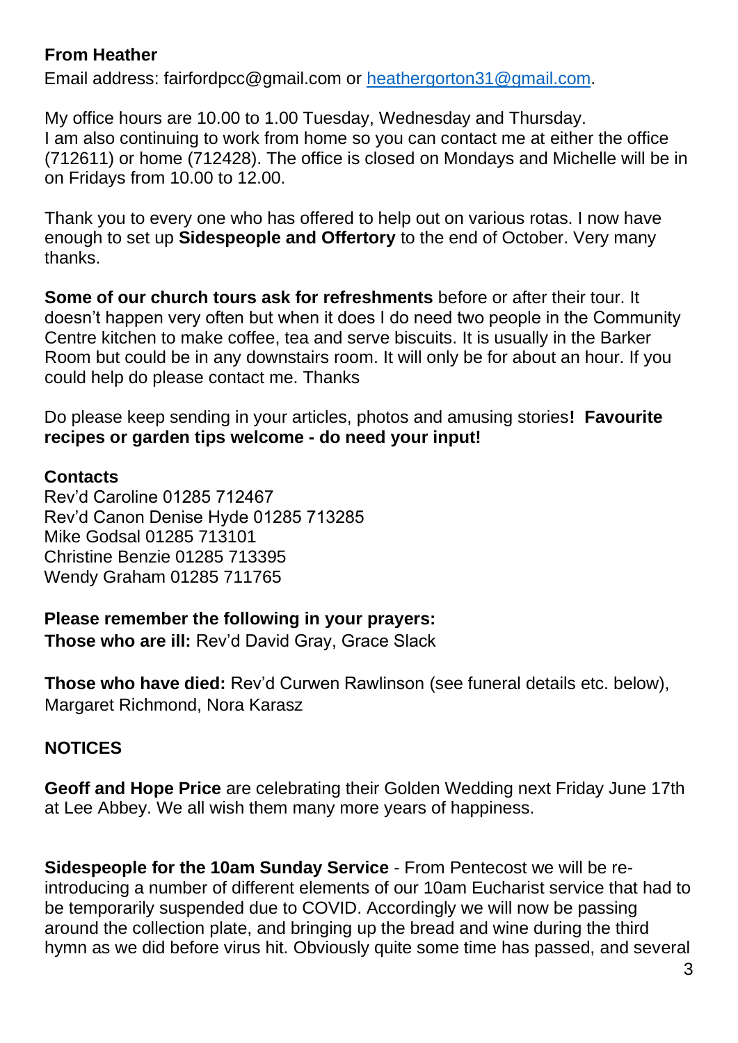**From Heather**

Email address: fairfordpcc@gmail.com or [heathergorton31@gmail.com](mailto:heathergorton31@gmail.com).

My office hours are 10.00 to 1.00 Tuesday, Wednesday and Thursday.
I am also continuing to work from home so you can contact me at either the office (712611) or home (712428). The office is closed on Mondays and Michelle will be in on Fridays from 10.00 to 12.00.

Thank you to every one who has offered to help out on various rotas. I now have enough to set up **Sidespeople and Offertory** to the end of October. Very many thanks.

**Some of our church tours ask for refreshments** before or after their tour. It doesn't happen very often but when it does I do need two people in the Community Centre kitchen to make coffee, tea and serve biscuits. It is usually in the Barker Room but could be in any downstairs room. It will only be for about an hour. If you could help do please contact me. Thanks

Do please keep sending in your articles, photos and amusing stories**! Favourite recipes or garden tips welcome - do need your input!**

**Contacts**
Rev'd Caroline 01285 712467
Rev'd Canon Denise Hyde 01285 713285
Mike Godsal 01285 713101
Christine Benzie 01285 713395
Wendy Graham 01285 711765

**Please remember the following in your prayers:**
**Those who are ill:** Rev'd David Gray, Grace Slack

**Those who have died:** Rev'd Curwen Rawlinson (see funeral details etc. below), Margaret Richmond, Nora Karasz

**NOTICES**

**Geoff and Hope Price** are celebrating their Golden Wedding next Friday June 17th at Lee Abbey. We all wish them many more years of happiness.

**Sidespeople for the 10am Sunday Service** - From Pentecost we will be re-introducing a number of different elements of our 10am Eucharist service that had to be temporarily suspended due to COVID. Accordingly we will now be passing around the collection plate, and bringing up the bread and wine during the third hymn as we did before virus hit. Obviously quite some time has passed, and several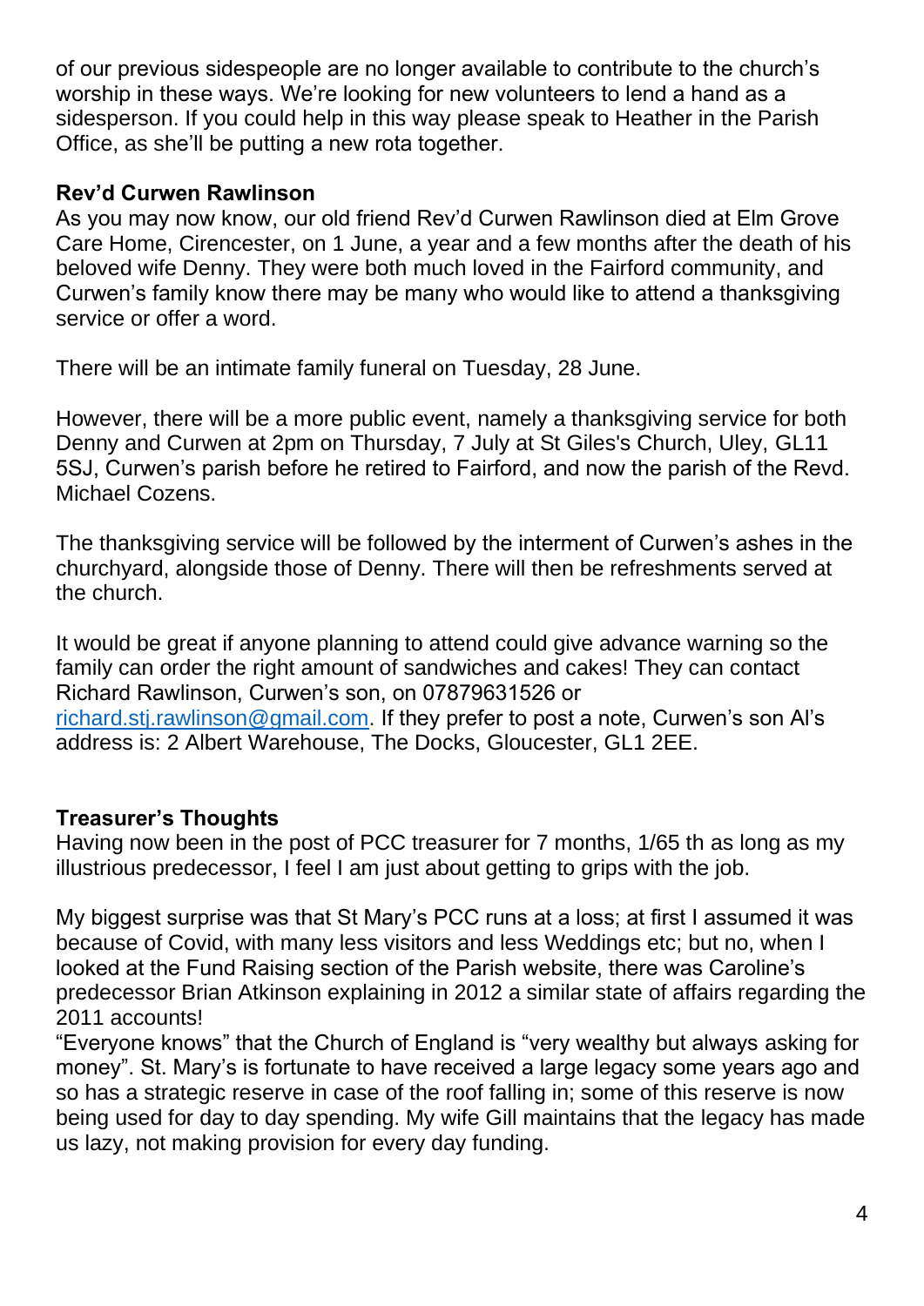of our previous sidespeople are no longer available to contribute to the church's worship in these ways. We're looking for new volunteers to lend a hand as a sidesperson. If you could help in this way please speak to Heather in the Parish Office, as she'll be putting a new rota together.

**Rev'd Curwen Rawlinson**

As you may now know, our old friend Rev'd Curwen Rawlinson died at Elm Grove Care Home, Cirencester, on 1 June, a year and a few months after the death of his beloved wife Denny. They were both much loved in the Fairford community, and Curwen's family know there may be many who would like to attend a thanksgiving service or offer a word.

There will be an intimate family funeral on Tuesday, 28 June.

However, there will be a more public event, namely a thanksgiving service for both Denny and Curwen at 2pm on Thursday, 7 July at St Giles's Church, Uley, GL11 5SJ, Curwen's parish before he retired to Fairford, and now the parish of the Revd. Michael Cozens.

The thanksgiving service will be followed by the interment of Curwen's ashes in the churchyard, alongside those of Denny. There will then be refreshments served at the church.

It would be great if anyone planning to attend could give advance warning so the family can order the right amount of sandwiches and cakes! They can contact Richard Rawlinson, Curwen's son, on 07879631526 or richard.stj.rawlinson@gmail.com. If they prefer to post a note, Curwen's son Al's address is: 2 Albert Warehouse, The Docks, Gloucester, GL1 2EE.

**Treasurer's Thoughts**

Having now been in the post of PCC treasurer for 7 months, 1/65 th as long as my illustrious predecessor, I feel I am just about getting to grips with the job.

My biggest surprise was that St Mary's PCC runs at a loss; at first I assumed it was because of Covid, with many less visitors and less Weddings etc; but no, when I looked at the Fund Raising section of the Parish website, there was Caroline's predecessor Brian Atkinson explaining in 2012 a similar state of affairs regarding the 2011 accounts!

"Everyone knows" that the Church of England is "very wealthy but always asking for money". St. Mary's is fortunate to have received a large legacy some years ago and so has a strategic reserve in case of the roof falling in; some of this reserve is now being used for day to day spending. My wife Gill maintains that the legacy has made us lazy, not making provision for every day funding.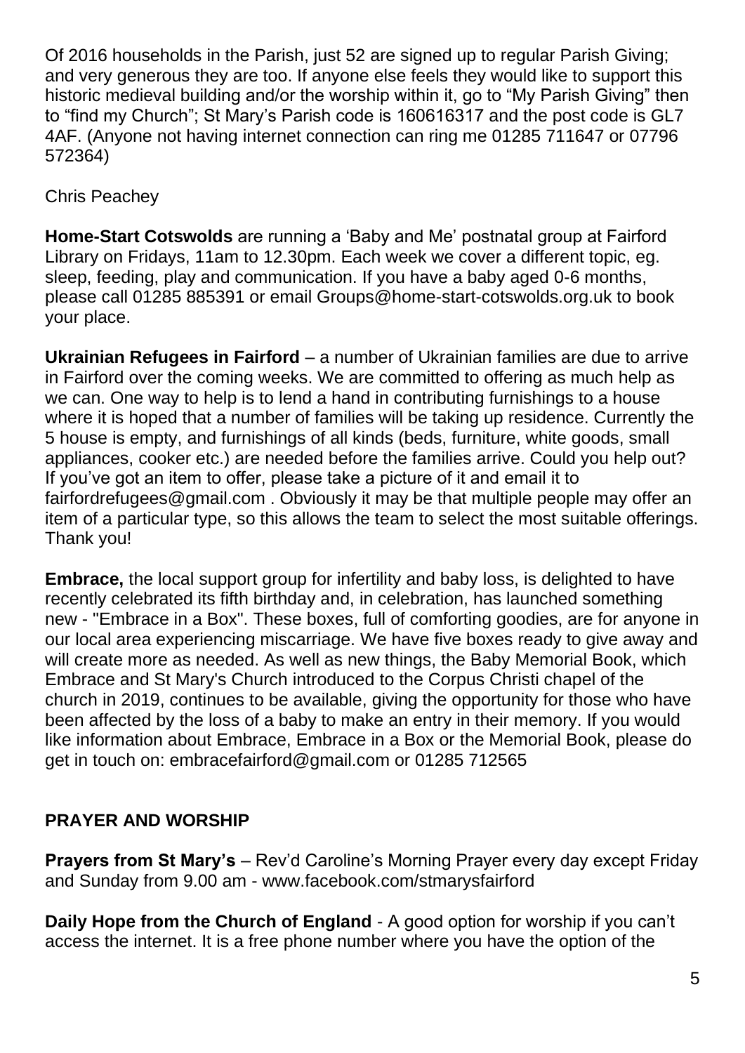Of 2016 households in the Parish, just 52 are signed up to regular Parish Giving; and very generous they are too. If anyone else feels they would like to support this historic medieval building and/or the worship within it, go to "My Parish Giving" then to "find my Church"; St Mary's Parish code is 160616317 and the post code is GL7 4AF. (Anyone not having internet connection can ring me 01285 711647 or 07796 572364)

Chris Peachey

**Home-Start Cotswolds** are running a 'Baby and Me' postnatal group at Fairford Library on Fridays, 11am to 12.30pm. Each week we cover a different topic, eg. sleep, feeding, play and communication. If you have a baby aged 0-6 months, please call 01285 885391 or email Groups@home-start-cotswolds.org.uk to book your place.

**Ukrainian Refugees in Fairford** – a number of Ukrainian families are due to arrive in Fairford over the coming weeks. We are committed to offering as much help as we can. One way to help is to lend a hand in contributing furnishings to a house where it is hoped that a number of families will be taking up residence. Currently the 5 house is empty, and furnishings of all kinds (beds, furniture, white goods, small appliances, cooker etc.) are needed before the families arrive. Could you help out? If you've got an item to offer, please take a picture of it and email it to fairfordrefugees@gmail.com . Obviously it may be that multiple people may offer an item of a particular type, so this allows the team to select the most suitable offerings. Thank you!

**Embrace,** the local support group for infertility and baby loss, is delighted to have recently celebrated its fifth birthday and, in celebration, has launched something new - "Embrace in a Box". These boxes, full of comforting goodies, are for anyone in our local area experiencing miscarriage. We have five boxes ready to give away and will create more as needed. As well as new things, the Baby Memorial Book, which Embrace and St Mary's Church introduced to the Corpus Christi chapel of the church in 2019, continues to be available, giving the opportunity for those who have been affected by the loss of a baby to make an entry in their memory. If you would like information about Embrace, Embrace in a Box or the Memorial Book, please do get in touch on: embracefairford@gmail.com or 01285 712565

## PRAYER AND WORSHIP

**Prayers from St Mary's** – Rev'd Caroline's Morning Prayer every day except Friday and Sunday from 9.00 am - www.facebook.com/stmarysfairford

**Daily Hope from the Church of England** - A good option for worship if you can't access the internet. It is a free phone number where you have the option of the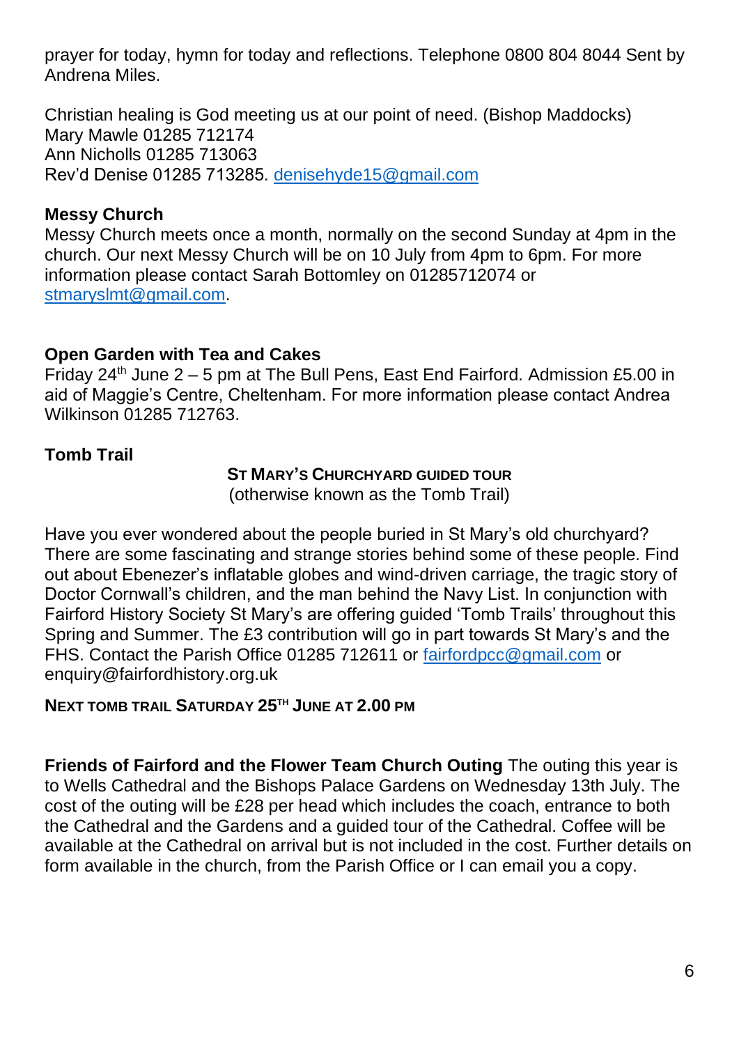prayer for today, hymn for today and reflections. Telephone 0800 804 8044 Sent by Andrena Miles.

Christian healing is God meeting us at our point of need. (Bishop Maddocks)
Mary Mawle 01285 712174
Ann Nicholls 01285 713063
Rev'd Denise 01285 713285. denisehyde15@gmail.com

**Messy Church**
Messy Church meets once a month, normally on the second Sunday at 4pm in the church. Our next Messy Church will be on 10 July from 4pm to 6pm. For more information please contact Sarah Bottomley on 01285712074 or stmaryslmt@gmail.com.

**Open Garden with Tea and Cakes**
Friday 24th June 2 – 5 pm at The Bull Pens, East End Fairford. Admission £5.00 in aid of Maggie's Centre, Cheltenham. For more information please contact Andrea Wilkinson 01285 712763.

**Tomb Trail**

**ST MARY'S CHURCHYARD GUIDED TOUR**
(otherwise known as the Tomb Trail)

Have you ever wondered about the people buried in St Mary's old churchyard? There are some fascinating and strange stories behind some of these people. Find out about Ebenezer's inflatable globes and wind-driven carriage, the tragic story of Doctor Cornwall's children, and the man behind the Navy List. In conjunction with Fairford History Society St Mary's are offering guided 'Tomb Trails' throughout this Spring and Summer. The £3 contribution will go in part towards St Mary's and the FHS. Contact the Parish Office 01285 712611 or fairfordpcc@gmail.com or enquiry@fairfordhistory.org.uk

**NEXT TOMB TRAIL SATURDAY 25TH JUNE AT 2.00 PM**

**Friends of Fairford and the Flower Team Church Outing** The outing this year is to Wells Cathedral and the Bishops Palace Gardens on Wednesday 13th July. The cost of the outing will be £28 per head which includes the coach, entrance to both the Cathedral and the Gardens and a guided tour of the Cathedral. Coffee will be available at the Cathedral on arrival but is not included in the cost. Further details on form available in the church, from the Parish Office or I can email you a copy.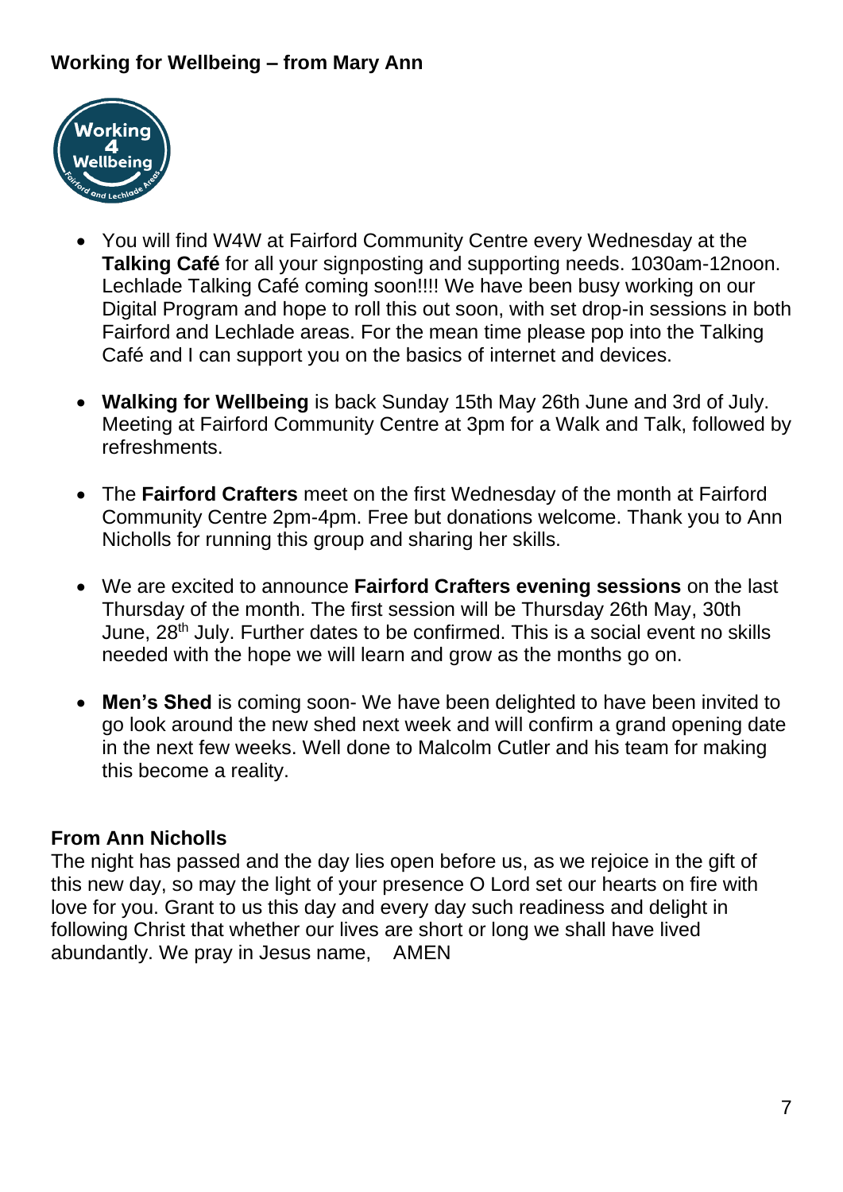**Working for Wellbeing – from Mary Ann**

- You will find W4W at Fairford Community Centre every Wednesday at the **Talking Café** for all your signposting and supporting needs. 1030am-12noon. Lechlade Talking Café coming soon!!!! We have been busy working on our Digital Program and hope to roll this out soon, with set drop-in sessions in both Fairford and Lechlade areas. For the mean time please pop into the Talking Café and I can support you on the basics of internet and devices.

- **Walking for Wellbeing** is back Sunday 15th May 26th June and 3rd of July. Meeting at Fairford Community Centre at 3pm for a Walk and Talk, followed by refreshments.

- The **Fairford Crafters** meet on the first Wednesday of the month at Fairford Community Centre 2pm-4pm. Free but donations welcome. Thank you to Ann Nicholls for running this group and sharing her skills.

- We are excited to announce **Fairford Crafters evening sessions** on the last Thursday of the month. The first session will be Thursday 26th May, 30th June, 28th July. Further dates to be confirmed. This is a social event no skills needed with the hope we will learn and grow as the months go on.

- **Men's Shed** is coming soon- We have been delighted to have been invited to go look around the new shed next week and will confirm a grand opening date in the next few weeks. Well done to Malcolm Cutler and his team for making this become a reality.

**From Ann Nicholls**

The night has passed and the day lies open before us, as we rejoice in the gift of this new day, so may the light of your presence O Lord set our hearts on fire with love for you. Grant to us this day and every day such readiness and delight in following Christ that whether our lives are short or long we shall have lived abundantly. We pray in Jesus name, AMEN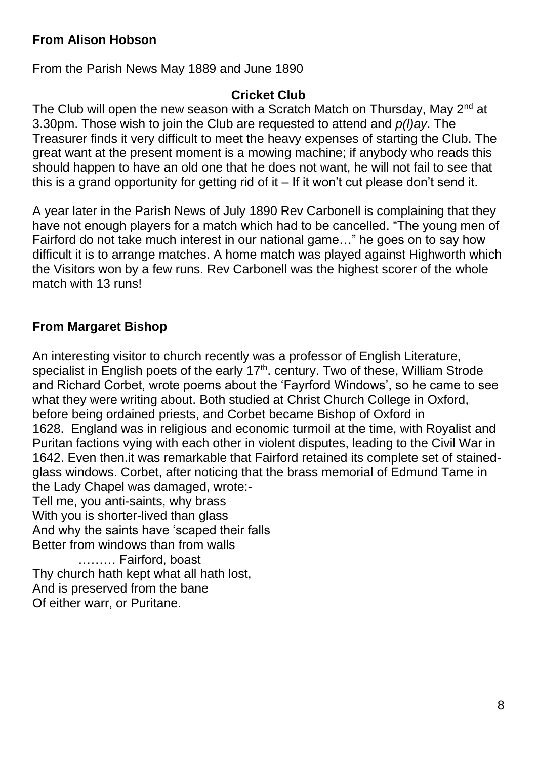**From Alison Hobson**

From the Parish News May 1889 and June 1890

**Cricket Club**

The Club will open the new season with a Scratch Match on Thursday, May 2nd at 3.30pm. Those wish to join the Club are requested to attend and *p(l)ay*. The Treasurer finds it very difficult to meet the heavy expenses of starting the Club. The great want at the present moment is a mowing machine; if anybody who reads this should happen to have an old one that he does not want, he will not fail to see that this is a grand opportunity for getting rid of it – If it won't cut please don't send it.

A year later in the Parish News of July 1890 Rev Carbonell is complaining that they have not enough players for a match which had to be cancelled. "The young men of Fairford do not take much interest in our national game…" he goes on to say how difficult it is to arrange matches. A home match was played against Highworth which the Visitors won by a few runs. Rev Carbonell was the highest scorer of the whole match with 13 runs!

**From Margaret Bishop**

An interesting visitor to church recently was a professor of English Literature, specialist in English poets of the early 17th. century. Two of these, William Strode and Richard Corbet, wrote poems about the 'Fayrford Windows', so he came to see what they were writing about. Both studied at Christ Church College in Oxford, before being ordained priests, and Corbet became Bishop of Oxford in 1628. England was in religious and economic turmoil at the time, with Royalist and Puritan factions vying with each other in violent disputes, leading to the Civil War in 1642. Even then.it was remarkable that Fairford retained its complete set of stained-glass windows. Corbet, after noticing that the brass memorial of Edmund Tame in the Lady Chapel was damaged, wrote:-

Tell me, you anti-saints, why brass
With you is shorter-lived than glass
And why the saints have 'scaped their falls
Better from windows than from walls
……… Fairford, boast
Thy church hath kept what all hath lost,
And is preserved from the bane
Of either warr, or Puritane.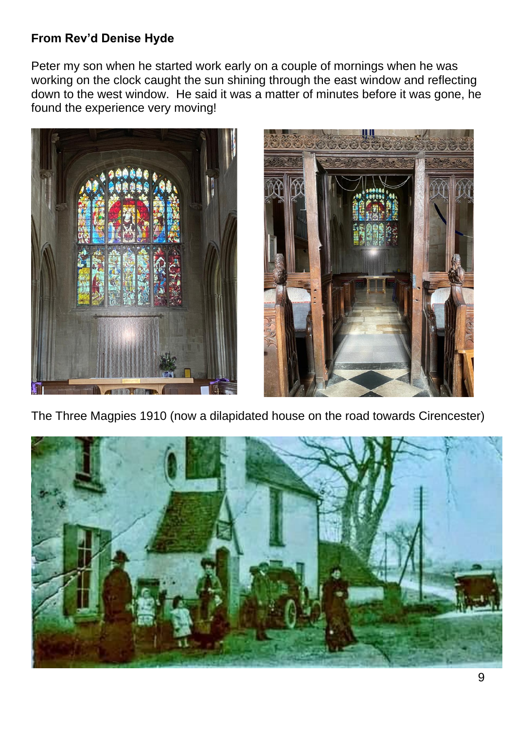**From Rev'd Denise Hyde**

Peter my son when he started work early on a couple of mornings when he was working on the clock caught the sun shining through the east window and reflecting down to the west window. He said it was a matter of minutes before it was gone, he found the experience very moving!

The Three Magpies 1910 (now a dilapidated house on the road towards Cirencester)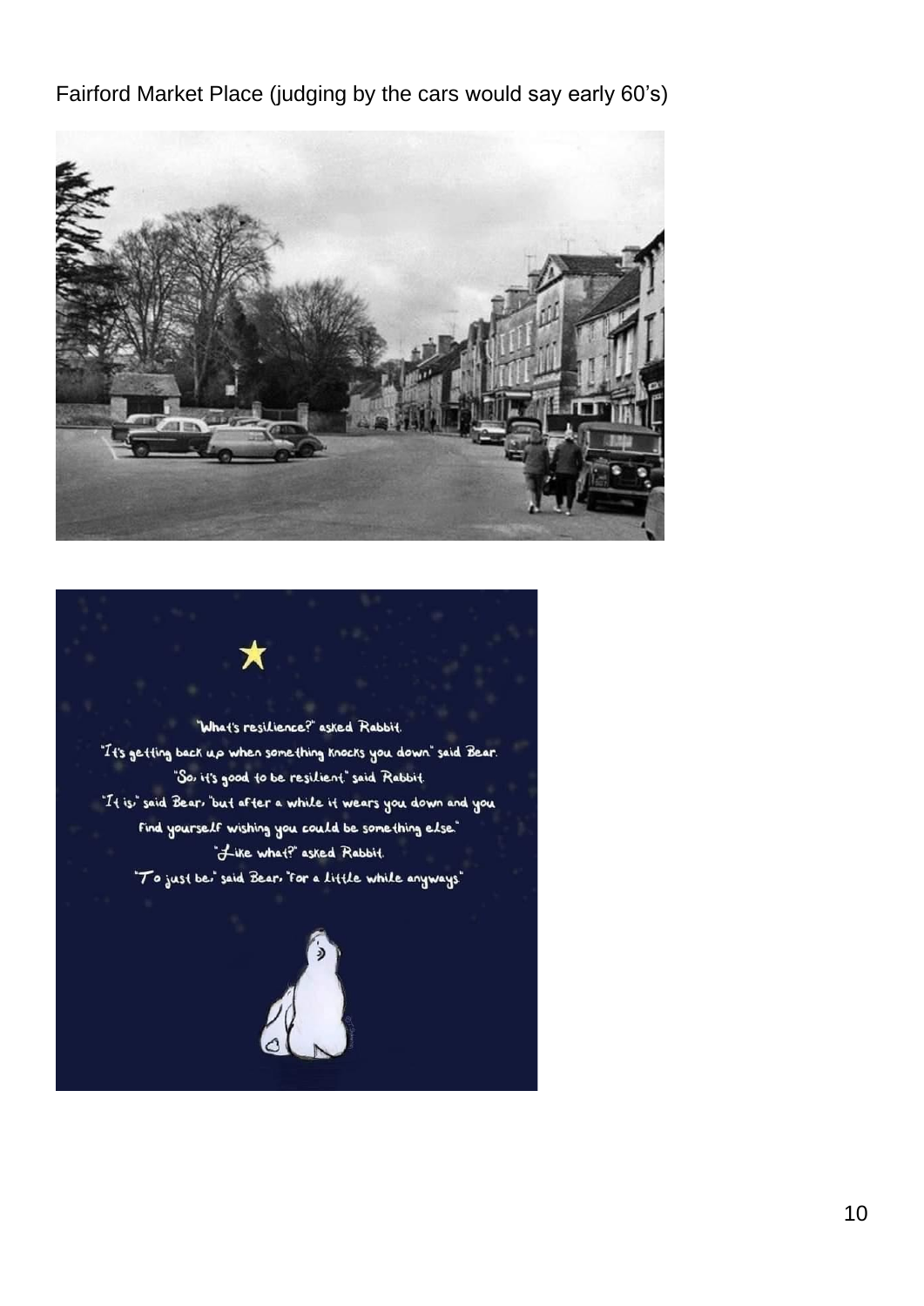Fairford Market Place (judging by the cars would say early 60's)

"What's resilience?" asked Rabbit.

"It's getting back up when something knocks you down" said Bear.

"So, it's good to be resilient" said Rabbit.

"It is," said Bear, "but after a while it wears you down and you find yourself wishing you could be something else."

"Like what?" asked Rabbit.

"To just be," said Bear, "for a little while anyways"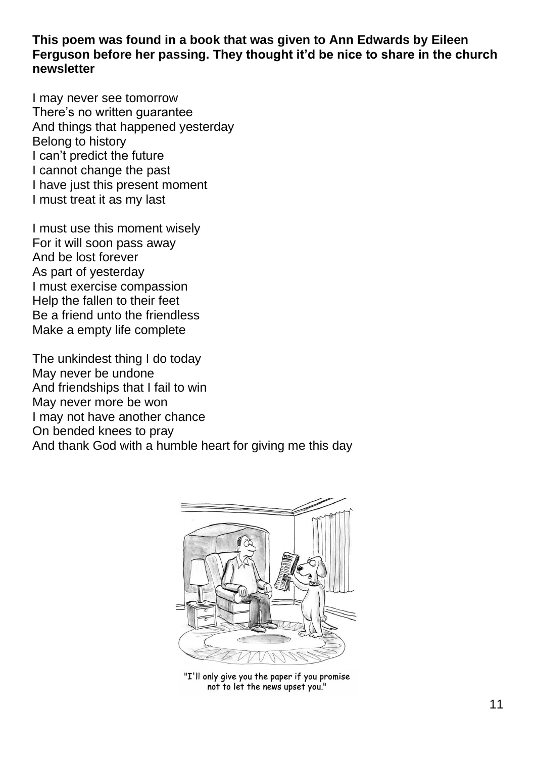**This poem was found in a book that was given to Ann Edwards by Eileen Ferguson before her passing. They thought it'd be nice to share in the church newsletter**

I may never see tomorrow
There's no written guarantee
And things that happened yesterday
Belong to history
I can't predict the future
I cannot change the past
I have just this present moment
I must treat it as my last

I must use this moment wisely
For it will soon pass away
And be lost forever
As part of yesterday
I must exercise compassion
Help the fallen to their feet
Be a friend unto the friendless
Make a empty life complete

The unkindest thing I do today
May never be undone
And friendships that I fail to win
May never more be won
I may not have another chance
On bended knees to pray
And thank God with a humble heart for giving me this day

"I'll only give you the paper if you promise not to let the news upset you."